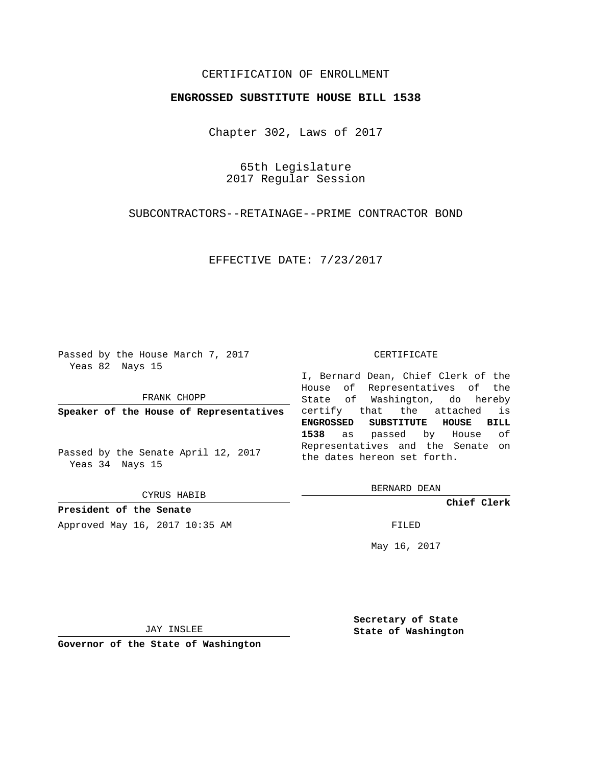CERTIFICATION OF ENROLLMENT

**ENGROSSED SUBSTITUTE HOUSE BILL 1538**

Chapter 302, Laws of 2017

65th Legislature
2017 Regular Session

SUBCONTRACTORS--RETAINAGE--PRIME CONTRACTOR BOND

EFFECTIVE DATE: 7/23/2017

Passed by the House March 7, 2017
Yeas 82 Nays 15

FRANK CHOPP

**Speaker of the House of Representatives**

Passed by the Senate April 12, 2017
Yeas 34 Nays 15

CYRUS HABIB

**President of the Senate**

Approved May 16, 2017 10:35 AM

JAY INSLEE

**Governor of the State of Washington**

CERTIFICATE

I, Bernard Dean, Chief Clerk of the House of Representatives of the State of Washington, do hereby certify that the attached is **ENGROSSED SUBSTITUTE HOUSE BILL 1538** as passed by House of Representatives and the Senate on the dates hereon set forth.

BERNARD DEAN

**Chief Clerk**

FILED

May 16, 2017

**Secretary of State**
**State of Washington**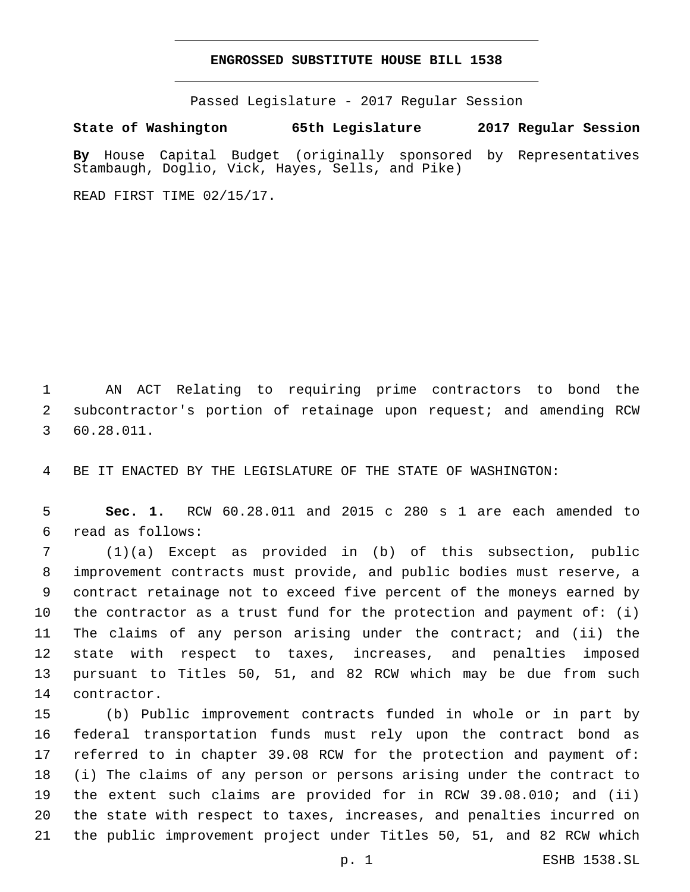# ENGROSSED SUBSTITUTE HOUSE BILL 1538

Passed Legislature - 2017 Regular Session

**State of Washington 65th Legislature 2017 Regular Session**

**By** House Capital Budget (originally sponsored by Representatives Stambaugh, Doglio, Vick, Hayes, Sells, and Pike)

READ FIRST TIME 02/15/17.

AN ACT Relating to requiring prime contractors to bond the subcontractor's portion of retainage upon request; and amending RCW 60.28.011.

BE IT ENACTED BY THE LEGISLATURE OF THE STATE OF WASHINGTON:

**Sec. 1.** RCW 60.28.011 and 2015 c 280 s 1 are each amended to read as follows:

(1)(a) Except as provided in (b) of this subsection, public improvement contracts must provide, and public bodies must reserve, a contract retainage not to exceed five percent of the moneys earned by the contractor as a trust fund for the protection and payment of: (i) The claims of any person arising under the contract; and (ii) the state with respect to taxes, increases, and penalties imposed pursuant to Titles 50, 51, and 82 RCW which may be due from such contractor.

(b) Public improvement contracts funded in whole or in part by federal transportation funds must rely upon the contract bond as referred to in chapter 39.08 RCW for the protection and payment of: (i) The claims of any person or persons arising under the contract to the extent such claims are provided for in RCW 39.08.010; and (ii) the state with respect to taxes, increases, and penalties incurred on the public improvement project under Titles 50, 51, and 82 RCW which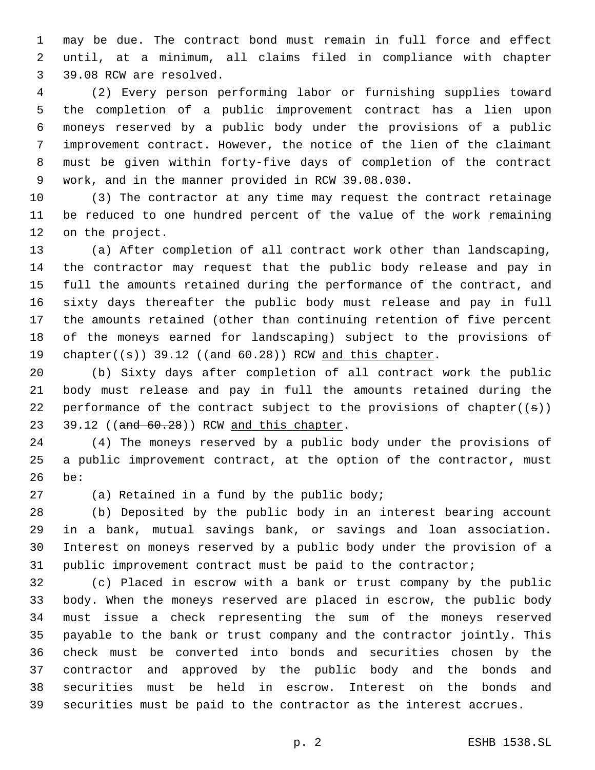may be due. The contract bond must remain in full force and effect until, at a minimum, all claims filed in compliance with chapter 39.08 RCW are resolved.

(2) Every person performing labor or furnishing supplies toward the completion of a public improvement contract has a lien upon moneys reserved by a public body under the provisions of a public improvement contract. However, the notice of the lien of the claimant must be given within forty-five days of completion of the contract work, and in the manner provided in RCW 39.08.030.

(3) The contractor at any time may request the contract retainage be reduced to one hundred percent of the value of the work remaining on the project.

(a) After completion of all contract work other than landscaping, the contractor may request that the public body release and pay in full the amounts retained during the performance of the contract, and sixty days thereafter the public body must release and pay in full the amounts retained (other than continuing retention of five percent of the moneys earned for landscaping) subject to the provisions of chapter((~~s~~)) 39.12 ((~~and 60.28~~)) RCW <u>and this chapter</u>.

(b) Sixty days after completion of all contract work the public body must release and pay in full the amounts retained during the performance of the contract subject to the provisions of chapter((~~s~~)) 39.12 ((~~and 60.28~~)) RCW <u>and this chapter</u>.

(4) The moneys reserved by a public body under the provisions of a public improvement contract, at the option of the contractor, must be:

(a) Retained in a fund by the public body;

(b) Deposited by the public body in an interest bearing account in a bank, mutual savings bank, or savings and loan association. Interest on moneys reserved by a public body under the provision of a public improvement contract must be paid to the contractor;

(c) Placed in escrow with a bank or trust company by the public body. When the moneys reserved are placed in escrow, the public body must issue a check representing the sum of the moneys reserved payable to the bank or trust company and the contractor jointly. This check must be converted into bonds and securities chosen by the contractor and approved by the public body and the bonds and securities must be held in escrow. Interest on the bonds and securities must be paid to the contractor as the interest accrues.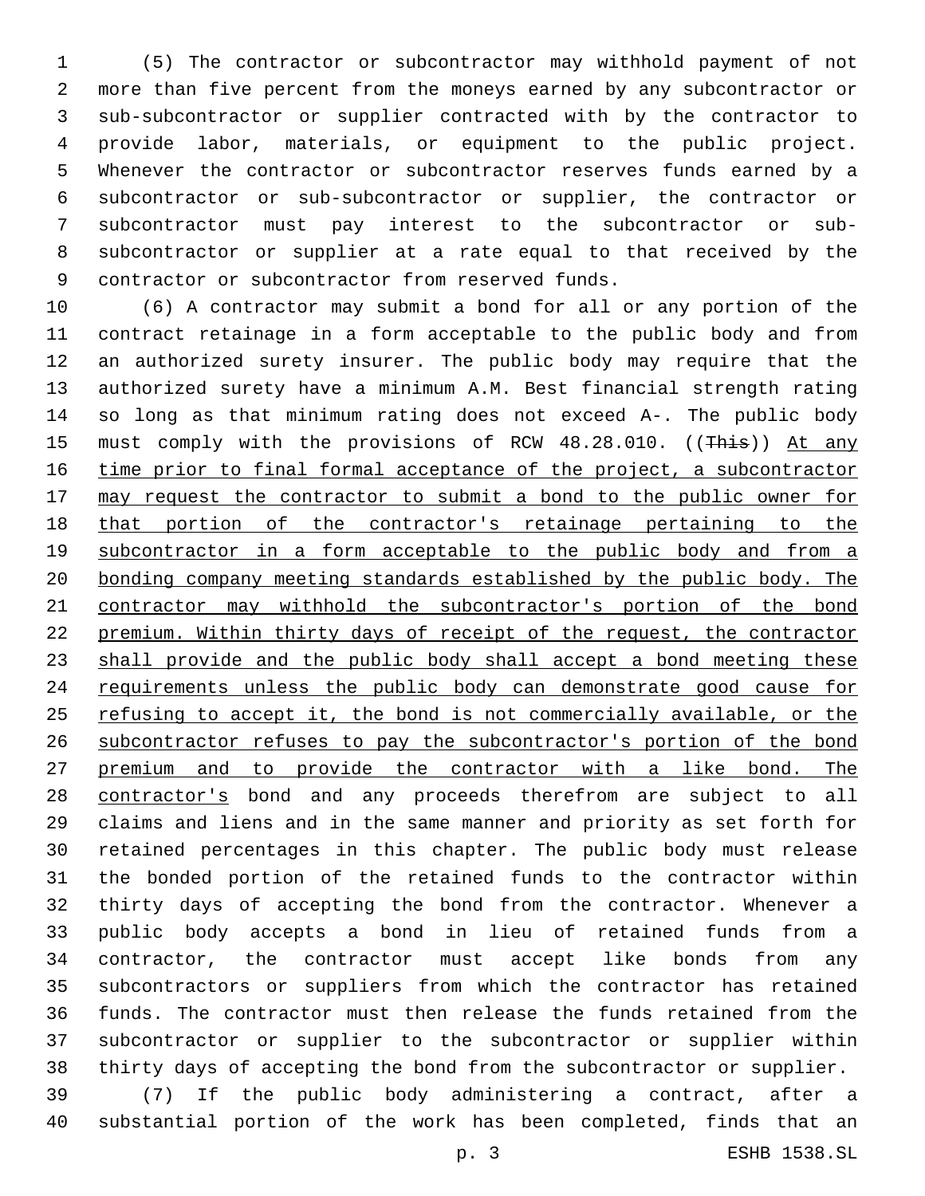(5) The contractor or subcontractor may withhold payment of not more than five percent from the moneys earned by any subcontractor or sub-subcontractor or supplier contracted with by the contractor to provide labor, materials, or equipment to the public project. Whenever the contractor or subcontractor reserves funds earned by a subcontractor or sub-subcontractor or supplier, the contractor or subcontractor must pay interest to the subcontractor or sub-subcontractor or supplier at a rate equal to that received by the contractor or subcontractor from reserved funds.

(6) A contractor may submit a bond for all or any portion of the contract retainage in a form acceptable to the public body and from an authorized surety insurer. The public body may require that the authorized surety have a minimum A.M. Best financial strength rating so long as that minimum rating does not exceed A-. The public body must comply with the provisions of RCW 48.28.010. ((~~This~~)) <u>At any time prior to final formal acceptance of the project, a subcontractor may request the contractor to submit a bond to the public owner for that portion of the contractor's retainage pertaining to the subcontractor in a form acceptable to the public body and from a bonding company meeting standards established by the public body. The contractor may withhold the subcontractor's portion of the bond premium. Within thirty days of receipt of the request, the contractor shall provide and the public body shall accept a bond meeting these requirements unless the public body can demonstrate good cause for refusing to accept it, the bond is not commercially available, or the subcontractor refuses to pay the subcontractor's portion of the bond premium and to provide the contractor with a like bond. The contractor's</u> bond and any proceeds therefrom are subject to all claims and liens and in the same manner and priority as set forth for retained percentages in this chapter. The public body must release the bonded portion of the retained funds to the contractor within thirty days of accepting the bond from the contractor. Whenever a public body accepts a bond in lieu of retained funds from a contractor, the contractor must accept like bonds from any subcontractors or suppliers from which the contractor has retained funds. The contractor must then release the funds retained from the subcontractor or supplier to the subcontractor or supplier within thirty days of accepting the bond from the subcontractor or supplier.

(7) If the public body administering a contract, after a substantial portion of the work has been completed, finds that an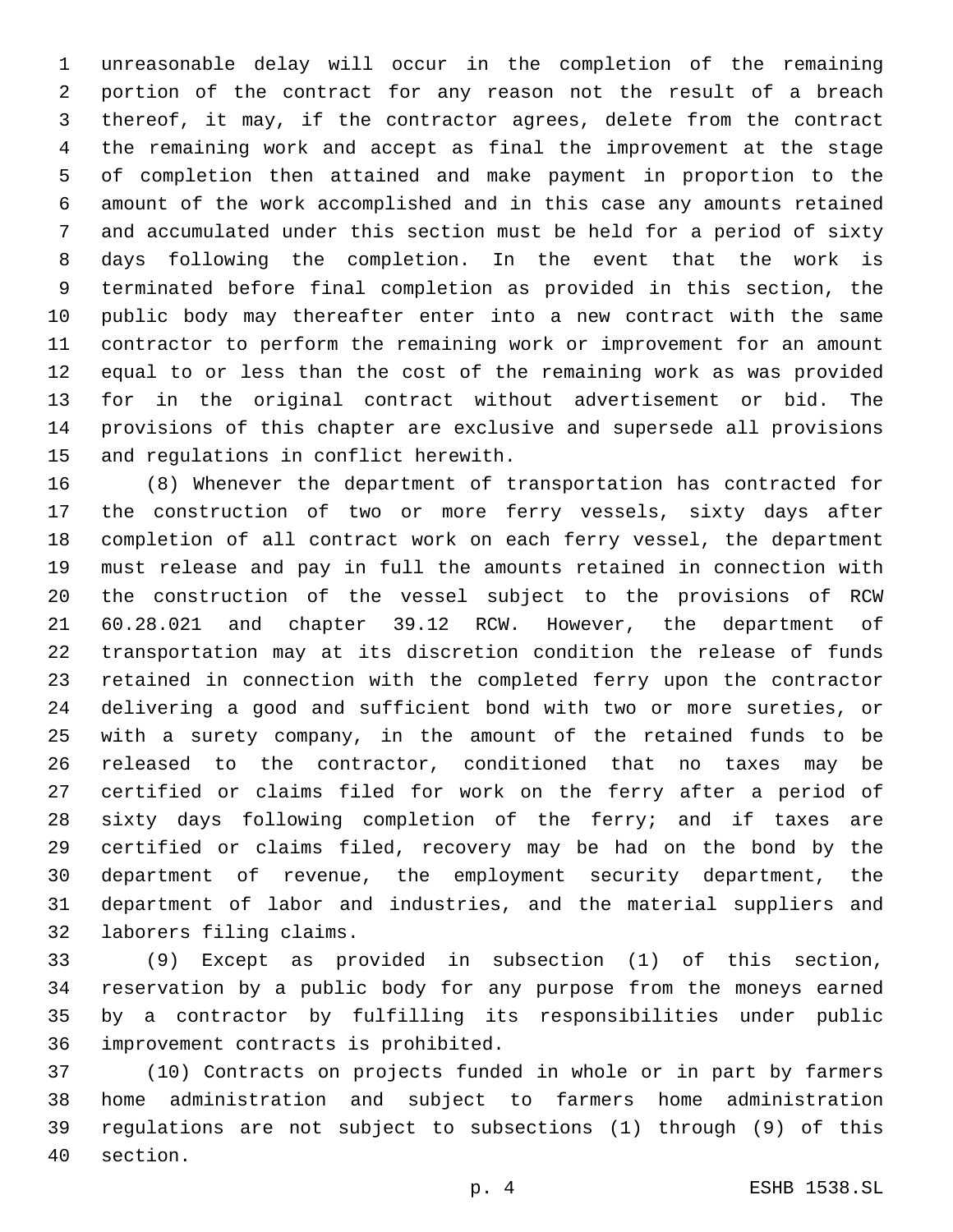unreasonable delay will occur in the completion of the remaining portion of the contract for any reason not the result of a breach thereof, it may, if the contractor agrees, delete from the contract the remaining work and accept as final the improvement at the stage of completion then attained and make payment in proportion to the amount of the work accomplished and in this case any amounts retained and accumulated under this section must be held for a period of sixty days following the completion. In the event that the work is terminated before final completion as provided in this section, the public body may thereafter enter into a new contract with the same contractor to perform the remaining work or improvement for an amount equal to or less than the cost of the remaining work as was provided for in the original contract without advertisement or bid. The provisions of this chapter are exclusive and supersede all provisions and regulations in conflict herewith.

(8) Whenever the department of transportation has contracted for the construction of two or more ferry vessels, sixty days after completion of all contract work on each ferry vessel, the department must release and pay in full the amounts retained in connection with the construction of the vessel subject to the provisions of RCW 60.28.021 and chapter 39.12 RCW. However, the department of transportation may at its discretion condition the release of funds retained in connection with the completed ferry upon the contractor delivering a good and sufficient bond with two or more sureties, or with a surety company, in the amount of the retained funds to be released to the contractor, conditioned that no taxes may be certified or claims filed for work on the ferry after a period of sixty days following completion of the ferry; and if taxes are certified or claims filed, recovery may be had on the bond by the department of revenue, the employment security department, the department of labor and industries, and the material suppliers and laborers filing claims.

(9) Except as provided in subsection (1) of this section, reservation by a public body for any purpose from the moneys earned by a contractor by fulfilling its responsibilities under public improvement contracts is prohibited.

(10) Contracts on projects funded in whole or in part by farmers home administration and subject to farmers home administration regulations are not subject to subsections (1) through (9) of this section.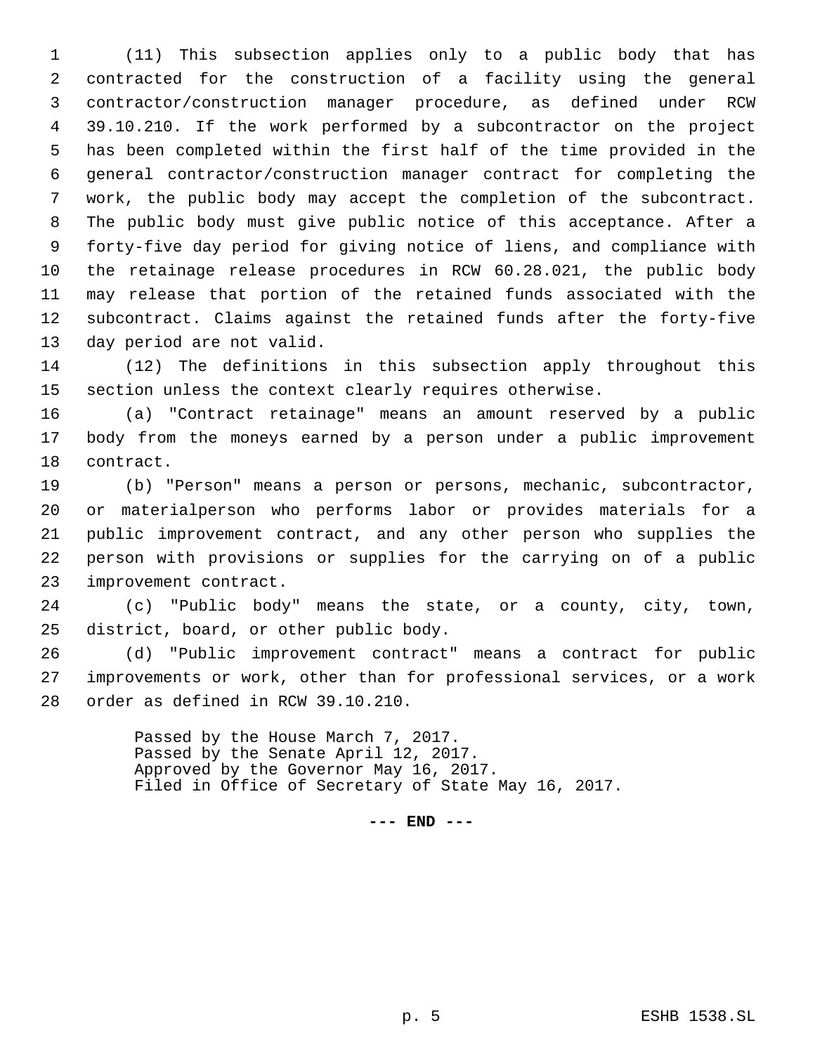(11) This subsection applies only to a public body that has contracted for the construction of a facility using the general contractor/construction manager procedure, as defined under RCW 39.10.210. If the work performed by a subcontractor on the project has been completed within the first half of the time provided in the general contractor/construction manager contract for completing the work, the public body may accept the completion of the subcontract. The public body must give public notice of this acceptance. After a forty-five day period for giving notice of liens, and compliance with the retainage release procedures in RCW 60.28.021, the public body may release that portion of the retained funds associated with the subcontract. Claims against the retained funds after the forty-five day period are not valid.

(12) The definitions in this subsection apply throughout this section unless the context clearly requires otherwise.

(a) "Contract retainage" means an amount reserved by a public body from the moneys earned by a person under a public improvement contract.

(b) "Person" means a person or persons, mechanic, subcontractor, or materialperson who performs labor or provides materials for a public improvement contract, and any other person who supplies the person with provisions or supplies for the carrying on of a public improvement contract.

(c) "Public body" means the state, or a county, city, town, district, board, or other public body.

(d) "Public improvement contract" means a contract for public improvements or work, other than for professional services, or a work order as defined in RCW 39.10.210.

Passed by the House March 7, 2017.
Passed by the Senate April 12, 2017.
Approved by the Governor May 16, 2017.
Filed in Office of Secretary of State May 16, 2017.

**--- END ---**